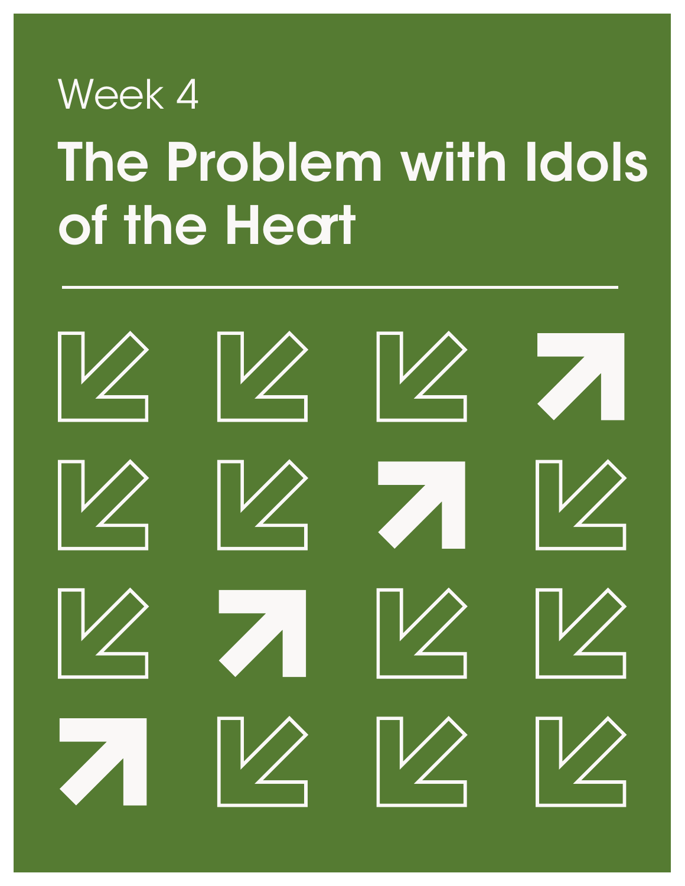Week 4

# The Problem with Idols of the Heart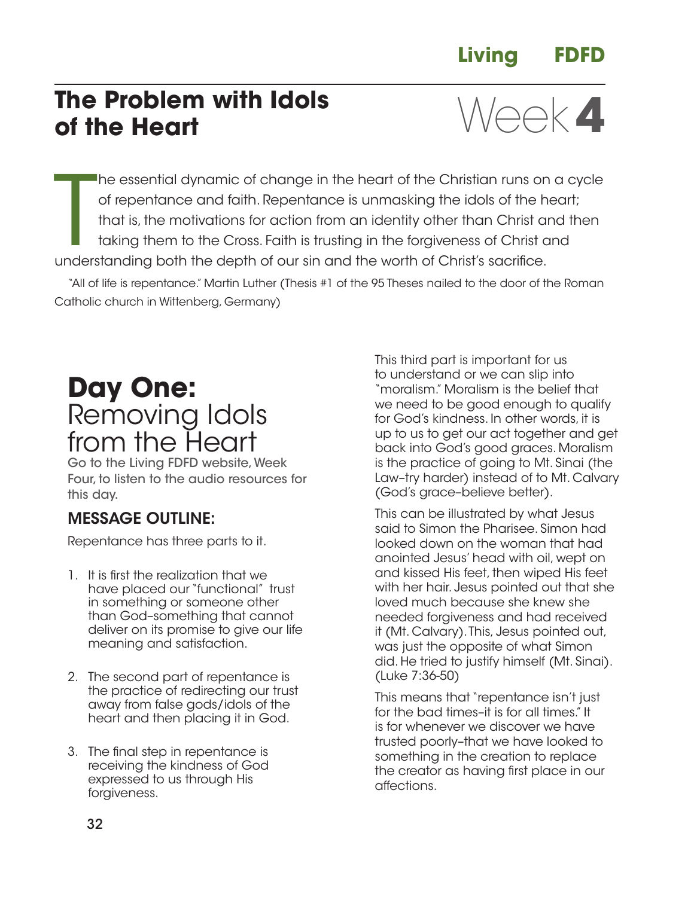# The Problem with Idols of the Heart

# Week 4

The essential dynamic of change in the heart of the Christian runs on a cycle of repentance and faith. Repentance is unmasking the idols of the heart; that is, the motivations for action from an identity other than Christ and then taking them to the Cross. Faith is trusting in the forgiveness of Christ and understanding both the depth of our sin and the worth of Christ's sacrifice.

"All of life is repentance." Martin Luther (Thesis #1 of the 95 Theses nailed to the door of the Roman Catholic church in Wittenberg, Germany)

## **Day One:** Removing Idols from the Heart

Go to the Living FDFD website, Week Four, to listen to the audio resources for this day.

### MESSAGE OUTLINE:

Repentance has three parts to it.

1. It is first the realization that we have placed our "functional" trust in something or someone other than God–something that cannot deliver on its promise to give our life meaning and satisfaction.

2. The second part of repentance is the practice of redirecting our trust away from false gods/idols of the heart and then placing it in God.

3. The final step in repentance is receiving the kindness of God expressed to us through His forgiveness.

This third part is important for us to understand or we can slip into "moralism." Moralism is the belief that we need to be good enough to qualify for God's kindness. In other words, it is up to us to get our act together and get back into God's good graces. Moralism is the practice of going to Mt. Sinai (the Law–try harder) instead of to Mt. Calvary (God's grace–believe better).

This can be illustrated by what Jesus said to Simon the Pharisee. Simon had looked down on the woman that had anointed Jesus' head with oil, wept on and kissed His feet, then wiped His feet with her hair. Jesus pointed out that she loved much because she knew she needed forgiveness and had received it (Mt. Calvary). This, Jesus pointed out, was just the opposite of what Simon did. He tried to justify himself (Mt. Sinai). (Luke 7:36-50)

This means that "repentance isn't just for the bad times–it is for all times." It is for whenever we discover we have trusted poorly–that we have looked to something in the creation to replace the creator as having first place in our affections.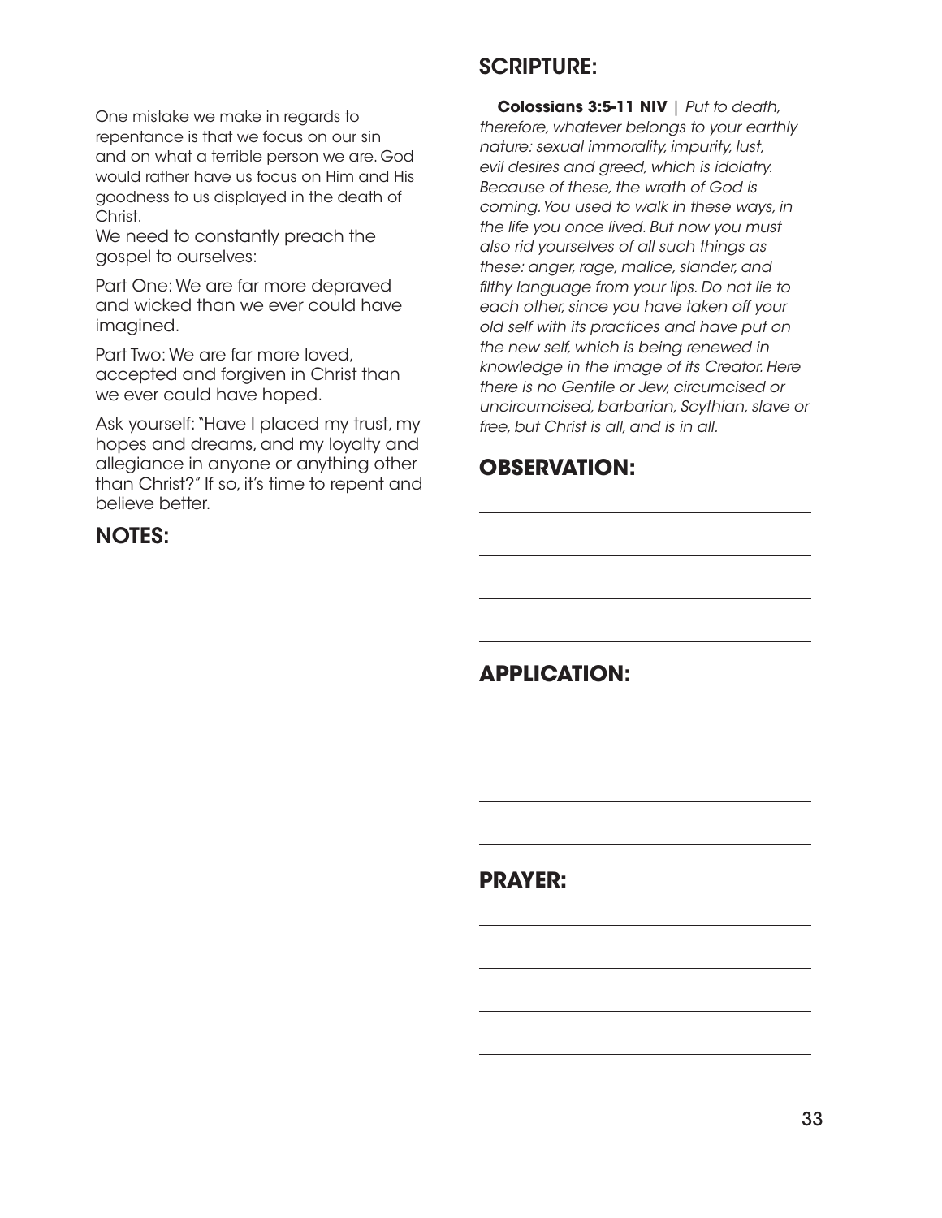One mistake we make in regards to repentance is that we focus on our sin and on what a terrible person we are. God would rather have us focus on Him and His goodness to us displayed in the death of Christ.

We need to constantly preach the gospel to ourselves:

Part One: We are far more depraved and wicked than we ever could have imagined.

Part Two: We are far more loved, accepted and forgiven in Christ than we ever could have hoped.

Ask yourself: "Have I placed my trust, my hopes and dreams, and my loyalty and allegiance in anyone or anything other than Christ?" If so, it's time to repent and believe better.

## NOTES:

## SCRIPTURE:

**Colossians 3:5-11 NIV** | *Put to death, therefore, whatever belongs to your earthly nature: sexual immorality, impurity, lust, evil desires and greed, which is idolatry. Because of these, the wrath of God is coming. You used to walk in these ways, in the life you once lived. But now you must also rid yourselves of all such things as these: anger, rage, malice, slander, and filthy language from your lips. Do not lie to each other, since you have taken off your old self with its practices and have put on the new self, which is being renewed in knowledge in the image of its Creator. Here there is no Gentile or Jew, circumcised or uncircumcised, barbarian, Scythian, slave or free, but Christ is all, and is in all.*

## OBSERVATION:

## APPLICATION:

## PRAYER: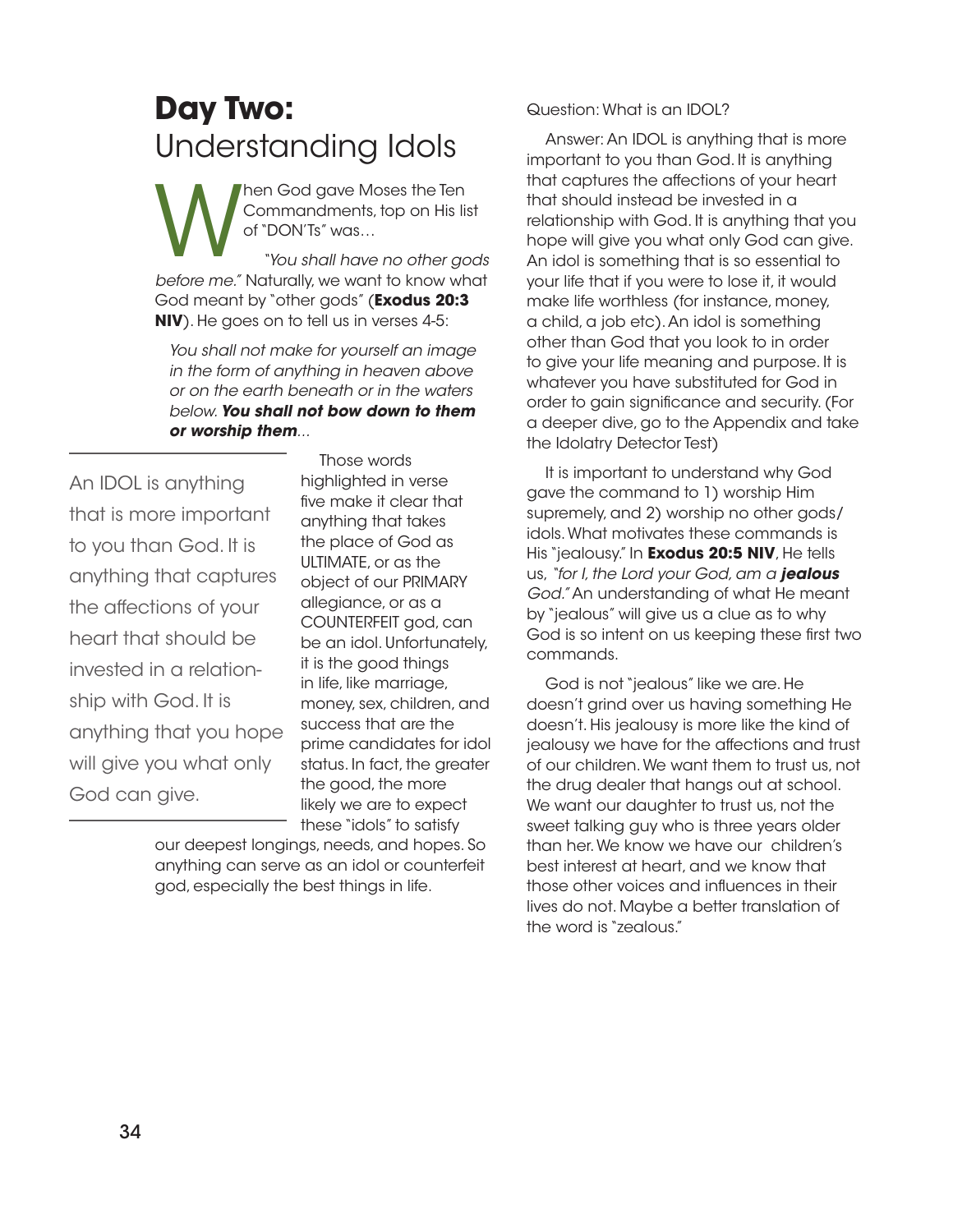# **Day Two:** Understanding Idols

When God gave Moses the Ten Commandments, top on His list of "DON'Ts" was…

"*You shall have no other gods before me.*" Naturally, we want to know what God meant by "other gods" (**Exodus 20:3 NIV**). He goes on to tell us in verses 4-5:

> *You shall not make for yourself an image in the form of anything in heaven above or on the earth beneath or in the waters below.* ***You shall not bow down to them or worship them****...*

An IDOL is anything that is more important to you than God. It is anything that captures the affections of your heart that should be invested in a relationship with God. It is anything that you hope will give you what only God can give.

Those words highlighted in verse five make it clear that anything that takes the place of God as ULTIMATE, or as the object of our PRIMARY allegiance, or as a COUNTERFEIT god, can be an idol. Unfortunately, it is the good things in life, like marriage, money, sex, children, and success that are the prime candidates for idol status. In fact, the greater the good, the more likely we are to expect these "idols" to satisfy our deepest longings, needs, and hopes. So anything can serve as an idol or counterfeit god, especially the best things in life.

Question: What is an IDOL?

Answer: An IDOL is anything that is more important to you than God. It is anything that captures the affections of your heart that should instead be invested in a relationship with God. It is anything that you hope will give you what only God can give. An idol is something that is so essential to your life that if you were to lose it, it would make life worthless (for instance, money, a child, a job etc). An idol is something other than God that you look to in order to give your life meaning and purpose. It is whatever you have substituted for God in order to gain significance and security. (For a deeper dive, go to the Appendix and take the Idolatry Detector Test)

It is important to understand why God gave the command to 1) worship Him supremely, and 2) worship no other gods/idols. What motivates these commands is His "jealousy." In **Exodus 20:5 NIV**, He tells us, *"for I, the Lord your God, am a* ***jealous*** *God."* An understanding of what He meant by "jealous" will give us a clue as to why God is so intent on us keeping these first two commands.

God is not "jealous" like we are. He doesn't grind over us having something He doesn't. His jealousy is more like the kind of jealousy we have for the affections and trust of our children. We want them to trust us, not the drug dealer that hangs out at school. We want our daughter to trust us, not the sweet talking guy who is three years older than her. We know we have our children's best interest at heart, and we know that those other voices and influences in their lives do not. Maybe a better translation of the word is "zealous."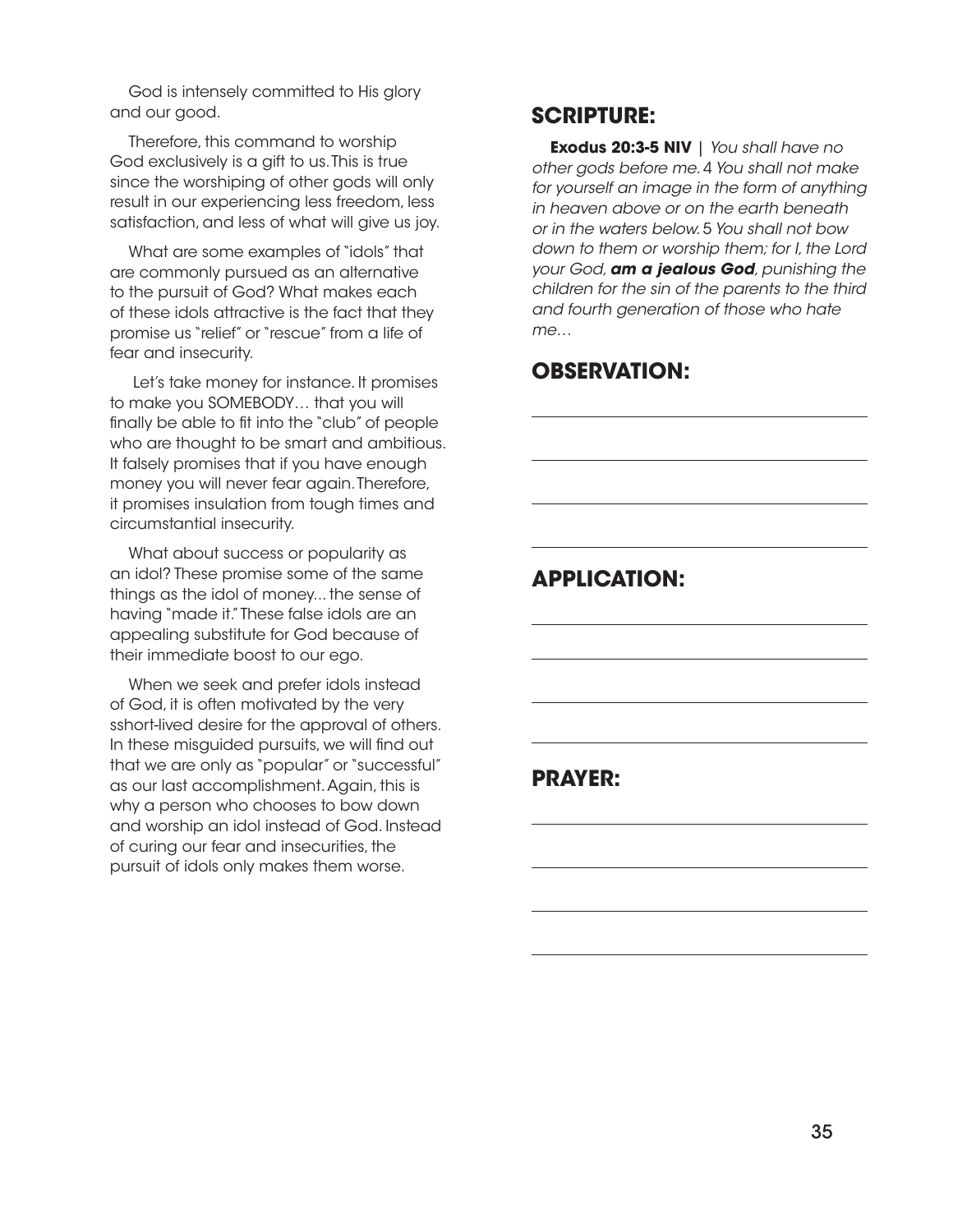God is intensely committed to His glory and our good.

Therefore, this command to worship God exclusively is a gift to us. This is true since the worshiping of other gods will only result in our experiencing less freedom, less satisfaction, and less of what will give us joy.

What are some examples of "idols" that are commonly pursued as an alternative to the pursuit of God? What makes each of these idols attractive is the fact that they promise us "relief" or "rescue" from a life of fear and insecurity.

Let's take money for instance. It promises to make you SOMEBODY… that you will finally be able to fit into the "club" of people who are thought to be smart and ambitious. It falsely promises that if you have enough money you will never fear again. Therefore, it promises insulation from tough times and circumstantial insecurity.

What about success or popularity as an idol? These promise some of the same things as the idol of money... the sense of having "made it." These false idols are an appealing substitute for God because of their immediate boost to our ego.

When we seek and prefer idols instead of God, it is often motivated by the very sshort-lived desire for the approval of others. In these misguided pursuits, we will find out that we are only as "popular" or "successful" as our last accomplishment. Again, this is why a person who chooses to bow down and worship an idol instead of God. Instead of curing our fear and insecurities, the pursuit of idols only makes them worse.

## SCRIPTURE:

**Exodus 20:3-5 NIV** | *You shall have no other gods before me.* 4 *You shall not make for yourself an image in the form of anything in heaven above or on the earth beneath or in the waters below.* 5 *You shall not bow down to them or worship them; for I, the Lord your God,* ***am a jealous God****, punishing the children for the sin of the parents to the third and fourth generation of those who hate me…*

## OBSERVATION:

## APPLICATION:

## PRAYER: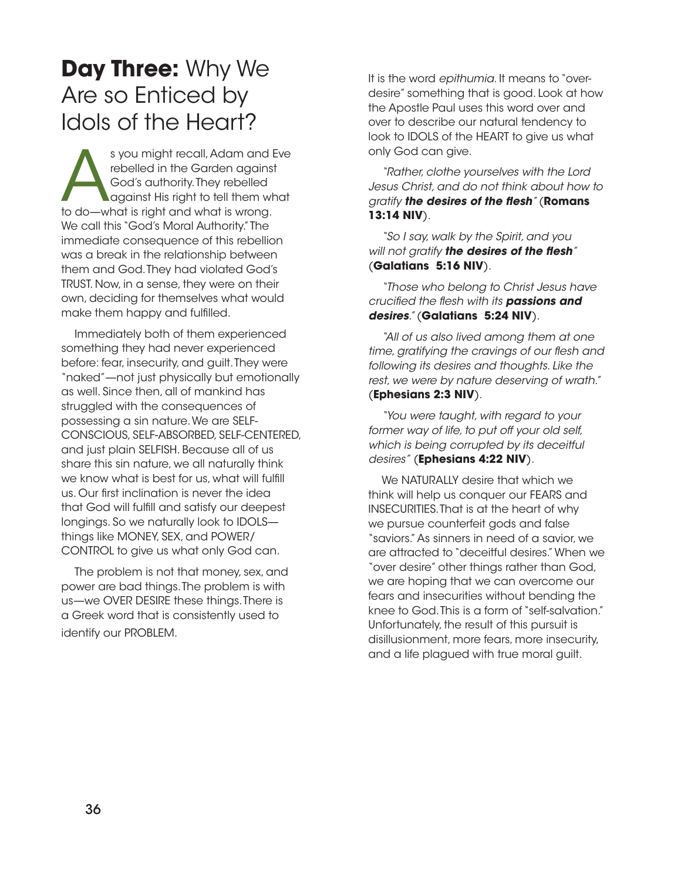# **Day Three:** Why We Are so Enticed by Idols of the Heart?

As you might recall, Adam and Eve rebelled in the Garden against God's authority. They rebelled against His right to tell them what to do—what is right and what is wrong. We call this "God's Moral Authority." The immediate consequence of this rebellion was a break in the relationship between them and God. They had violated God's TRUST. Now, in a sense, they were on their own, deciding for themselves what would make them happy and fulfilled.

Immediately both of them experienced something they had never experienced before: fear, insecurity, and guilt. They were "naked"—not just physically but emotionally as well. Since then, all of mankind has struggled with the consequences of possessing a sin nature. We are SELF-CONSCIOUS, SELF-ABSORBED, SELF-CENTERED, and just plain SELFISH. Because all of us share this sin nature, we all naturally think we know what is best for us, what will fulfill us. Our first inclination is never the idea that God will fulfill and satisfy our deepest longings. So we naturally look to IDOLS—things like MONEY, SEX, and POWER/CONTROL to give us what only God can.

The problem is not that money, sex, and power are bad things. The problem is with us—we OVER DESIRE these things. There is a Greek word that is consistently used to identify our PROBLEM.

It is the word *epithumia*. It means to "over-desire" something that is good. Look at how the Apostle Paul uses this word over and over to describe our natural tendency to look to IDOLS of the HEART to give us what only God can give.

*"Rather, clothe yourselves with the Lord Jesus Christ, and do not think about how to gratify* ***the desires of the flesh****"* (**Romans 13:14 NIV**).

*"So I say, walk by the Spirit, and you will not gratify* ***the desires of the flesh****"* (**Galatians 5:16 NIV**).

*"Those who belong to Christ Jesus have crucified the flesh with its* ***passions and desires****."* (**Galatians 5:24 NIV**).

*"All of us also lived among them at one time, gratifying the cravings of our flesh and following its desires and thoughts. Like the rest, we were by nature deserving of wrath."* (**Ephesians 2:3 NIV**).

*"You were taught, with regard to your former way of life, to put off your old self, which is being corrupted by its deceitful desires"* (**Ephesians 4:22 NIV**).

We NATURALLY desire that which we think will help us conquer our FEARS and INSECURITIES. That is at the heart of why we pursue counterfeit gods and false "saviors." As sinners in need of a savior, we are attracted to "deceitful desires." When we "over desire" other things rather than God, we are hoping that we can overcome our fears and insecurities without bending the knee to God. This is a form of "self-salvation." Unfortunately, the result of this pursuit is disillusionment, more fears, more insecurity, and a life plagued with true moral guilt.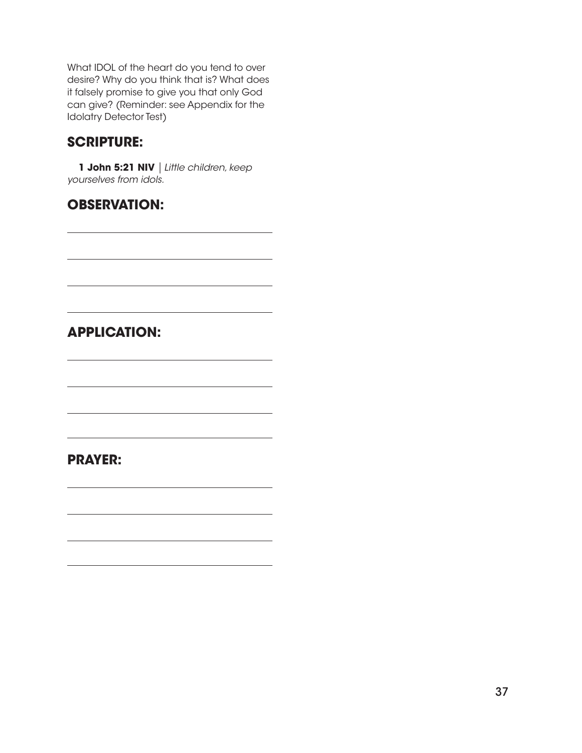What IDOL of the heart do you tend to over desire? Why do you think that is? What does it falsely promise to give you that only God can give? (Reminder: see Appendix for the Idolatry Detector Test)

## SCRIPTURE:

**1 John 5:21 NIV** | *Little children, keep yourselves from idols.*

## OBSERVATION:

## APPLICATION:

## PRAYER: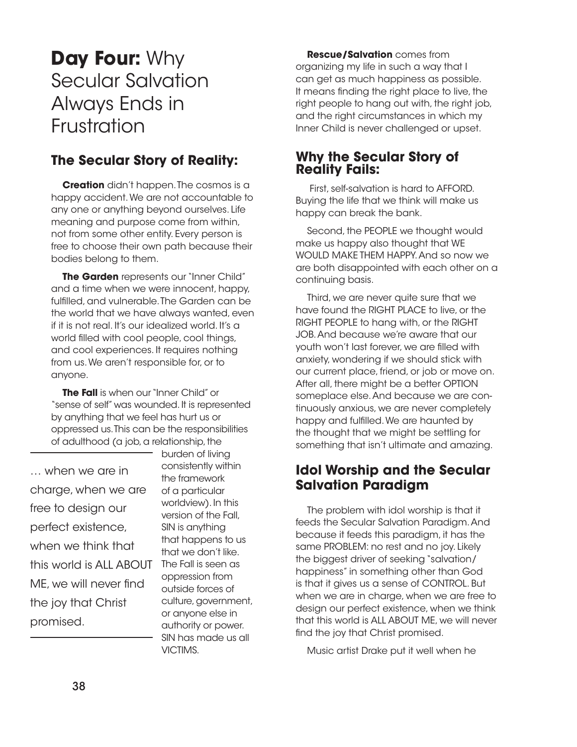# **Day Four:** Why Secular Salvation Always Ends in Frustration

## The Secular Story of Reality:

**Creation** didn't happen. The cosmos is a happy accident. We are not accountable to any one or anything beyond ourselves. Life meaning and purpose come from within, not from some other entity. Every person is free to choose their own path because their bodies belong to them.

**The Garden** represents our "Inner Child" and a time when we were innocent, happy, fulfilled, and vulnerable. The Garden can be the world that we have always wanted, even if it is not real. It's our idealized world. It's a world filled with cool people, cool things, and cool experiences. It requires nothing from us. We aren't responsible for, or to anyone.

**The Fall** is when our "Inner Child" or "sense of self" was wounded. It is represented by anything that we feel has hurt us or oppressed us. This can be the responsibilities of adulthood (a job, a relationship, the burden of living consistently within the framework of a particular worldview). In this version of the Fall, SIN is anything that happens to us that we don't like. The Fall is seen as oppression from outside forces of culture, government, or anyone else in authority or power. SIN has made us all VICTIMS.

> … when we are in charge, when we are free to design our perfect existence, when we think that this world is ALL ABOUT ME, we will never find the joy that Christ promised.

**Rescue/Salvation** comes from organizing my life in such a way that I can get as much happiness as possible. It means finding the right place to live, the right people to hang out with, the right job, and the right circumstances in which my Inner Child is never challenged or upset.

## Why the Secular Story of Reality Fails:

First, self-salvation is hard to AFFORD. Buying the life that we think will make us happy can break the bank.

Second, the PEOPLE we thought would make us happy also thought that WE WOULD MAKE THEM HAPPY. And so now we are both disappointed with each other on a continuing basis.

Third, we are never quite sure that we have found the RIGHT PLACE to live, or the RIGHT PEOPLE to hang with, or the RIGHT JOB. And because we're aware that our youth won't last forever, we are filled with anxiety, wondering if we should stick with our current place, friend, or job or move on. After all, there might be a better OPTION someplace else. And because we are continuously anxious, we are never completely happy and fulfilled. We are haunted by the thought that we might be settling for something that isn't ultimate and amazing.

## Idol Worship and the Secular Salvation Paradigm

The problem with idol worship is that it feeds the Secular Salvation Paradigm. And because it feeds this paradigm, it has the same PROBLEM: no rest and no joy. Likely the biggest driver of seeking "salvation/happiness" in something other than God is that it gives us a sense of CONTROL. But when we are in charge, when we are free to design our perfect existence, when we think that this world is ALL ABOUT ME, we will never find the joy that Christ promised.

Music artist Drake put it well when he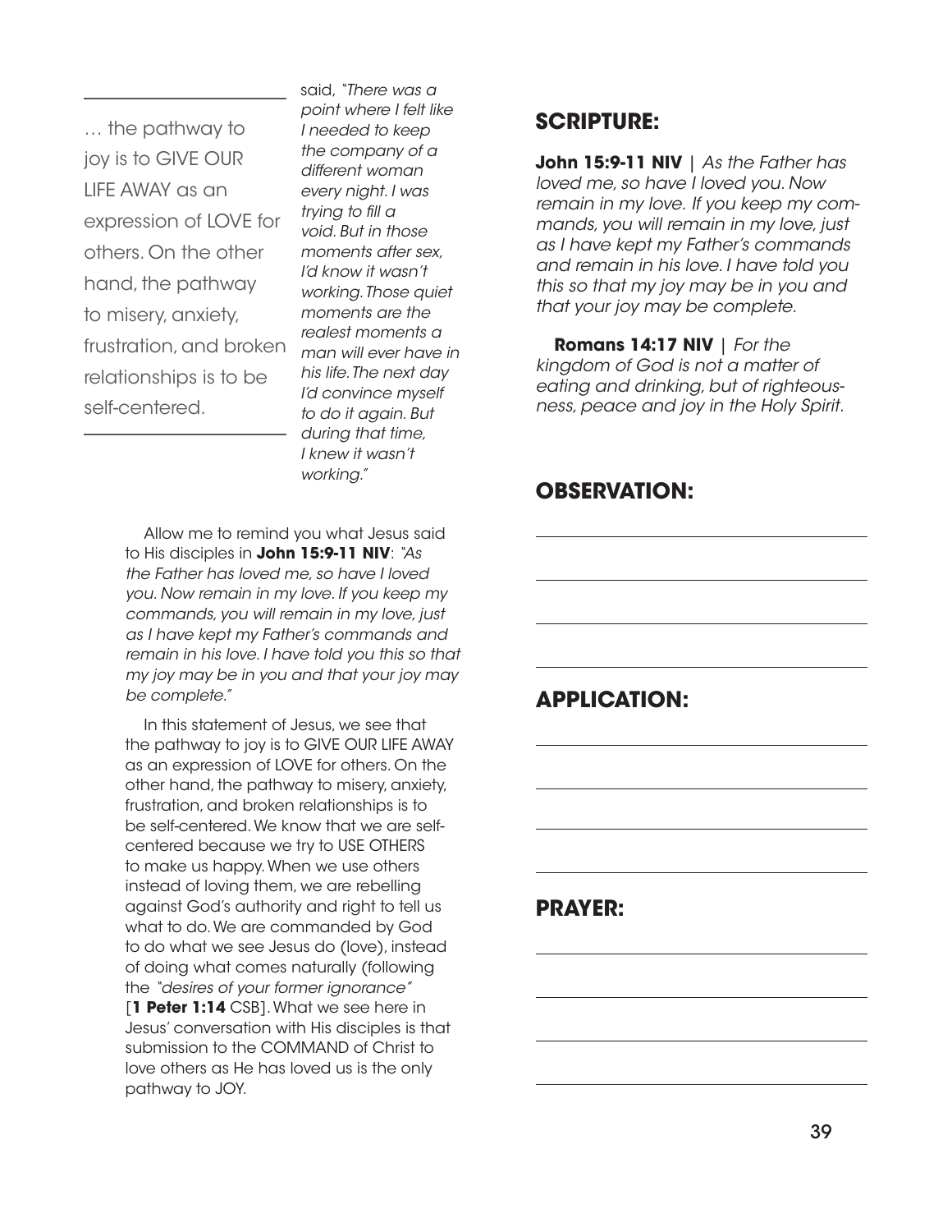… the pathway to joy is to GIVE OUR LIFE AWAY as an expression of LOVE for others. On the other hand, the pathway to misery, anxiety, frustration, and broken relationships is to be self-centered.

said, *"There was a point where I felt like I needed to keep the company of a different woman every night. I was trying to fill a void. But in those moments after sex, I'd know it wasn't working. Those quiet moments are the realest moments a man will ever have in his life. The next day I'd convince myself to do it again. But during that time, I knew it wasn't working."*

Allow me to remind you what Jesus said to His disciples in **John 15:9-11 NIV**: *"As the Father has loved me, so have I loved you. Now remain in my love. If you keep my commands, you will remain in my love, just as I have kept my Father's commands and remain in his love. I have told you this so that my joy may be in you and that your joy may be complete."*

In this statement of Jesus, we see that the pathway to joy is to GIVE OUR LIFE AWAY as an expression of LOVE for others. On the other hand, the pathway to misery, anxiety, frustration, and broken relationships is to be self-centered. We know that we are self-centered because we try to USE OTHERS to make us happy. When we use others instead of loving them, we are rebelling against God's authority and right to tell us what to do. We are commanded by God to do what we see Jesus do (love), instead of doing what comes naturally (following the *"desires of your former ignorance"* [**1 Peter 1:14** CSB]. What we see here in Jesus' conversation with His disciples is that submission to the COMMAND of Christ to love others as He has loved us is the only pathway to JOY.

## SCRIPTURE:

**John 15:9-11 NIV** | *As the Father has loved me, so have I loved you. Now remain in my love. If you keep my commands, you will remain in my love, just as I have kept my Father's commands and remain in his love. I have told you this so that my joy may be in you and that your joy may be complete.*

**Romans 14:17 NIV** | *For the kingdom of God is not a matter of eating and drinking, but of righteousness, peace and joy in the Holy Spirit.*

## OBSERVATION:

## APPLICATION:

## PRAYER: